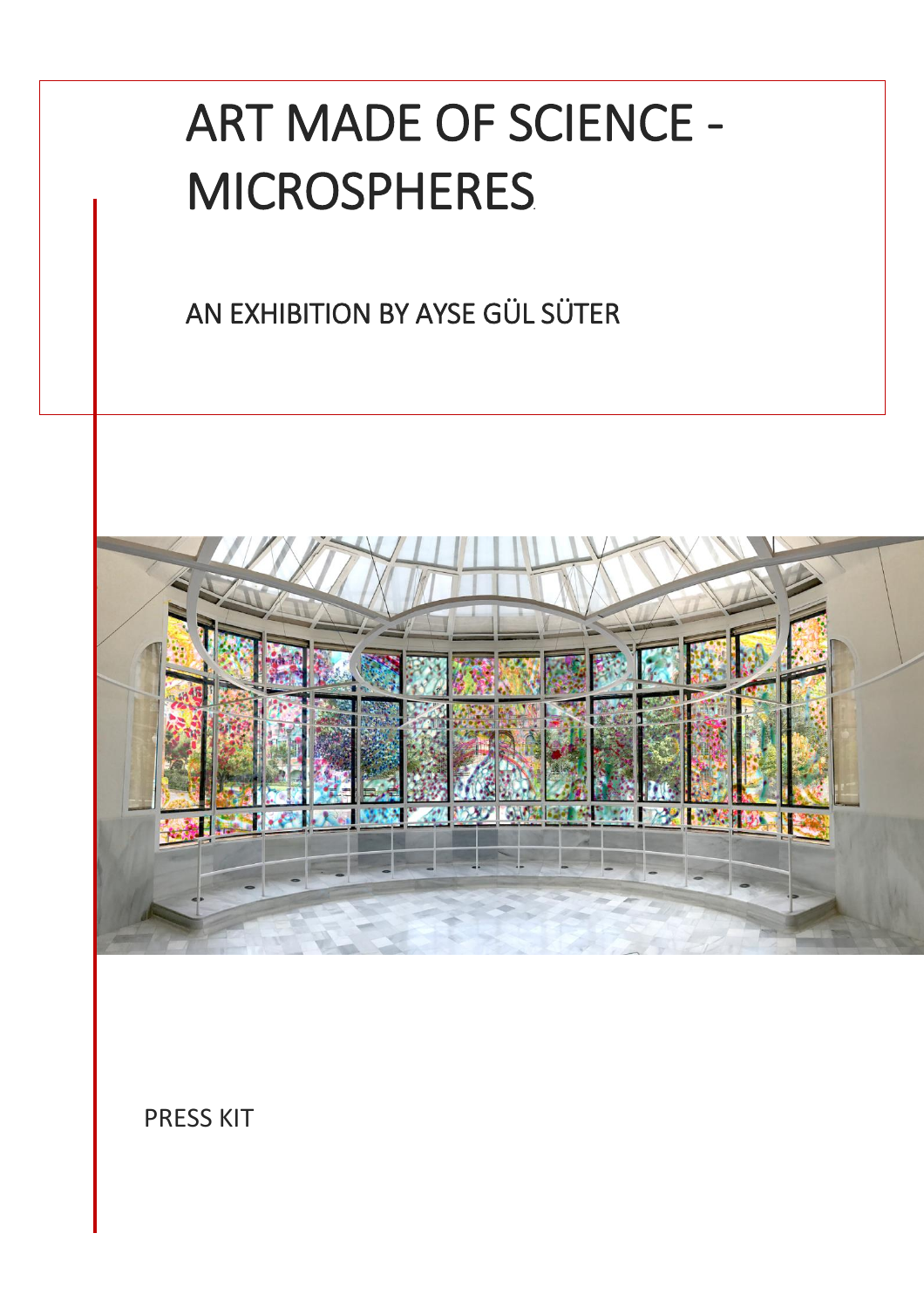# ART MADE OF SCIENCE - MICROSPHERES

## AN EXHIBITION BY AYSE GÜL SÜTER

PRESS KIT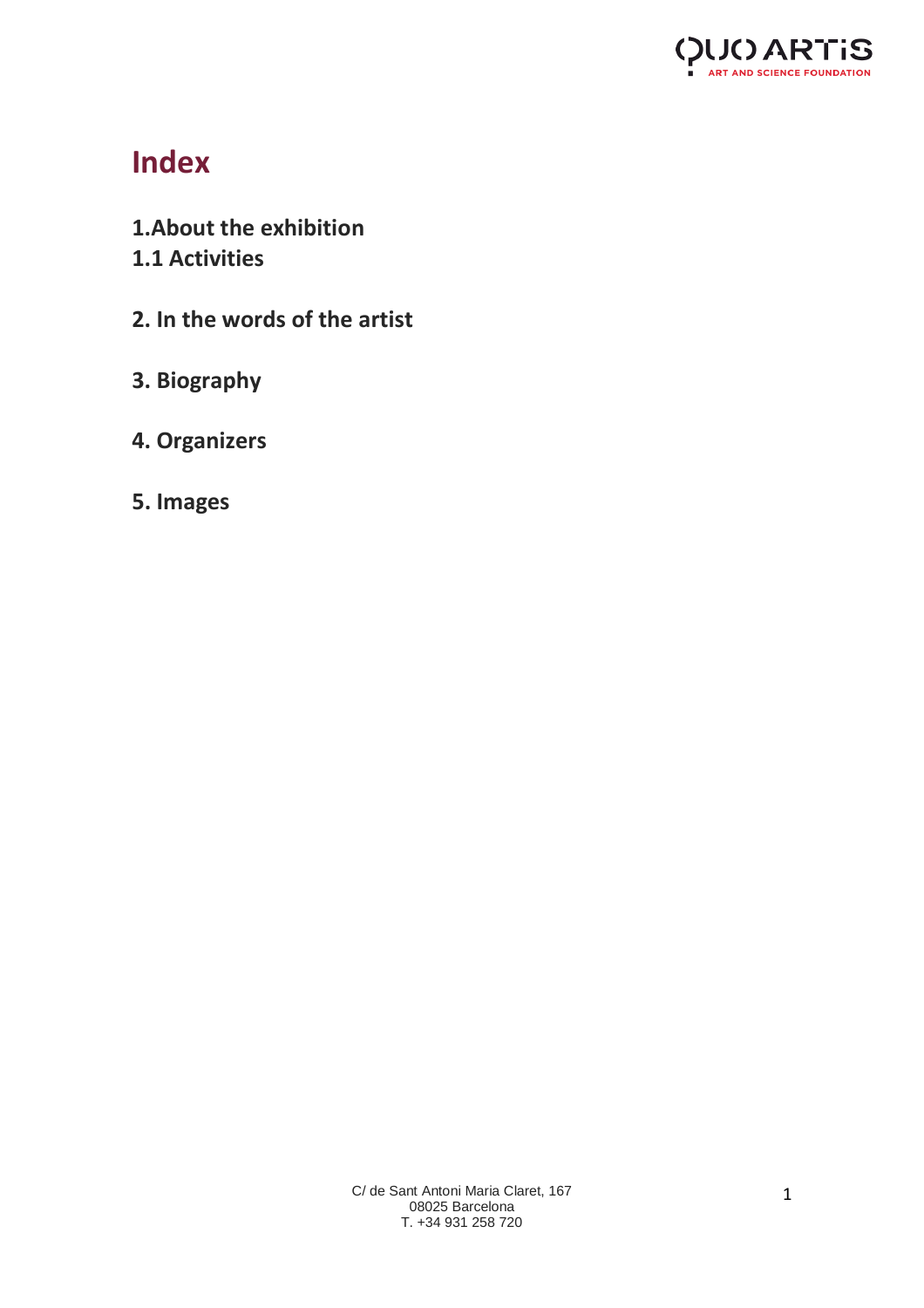# Index

**1.About the exhibition**
**1.1 Activities**

**2. In the words of the artist**

**3. Biography**

**4. Organizers**

**5. Images**

C/ de Sant Antoni Maria Claret, 167
08025 Barcelona
T. +34 931 258 720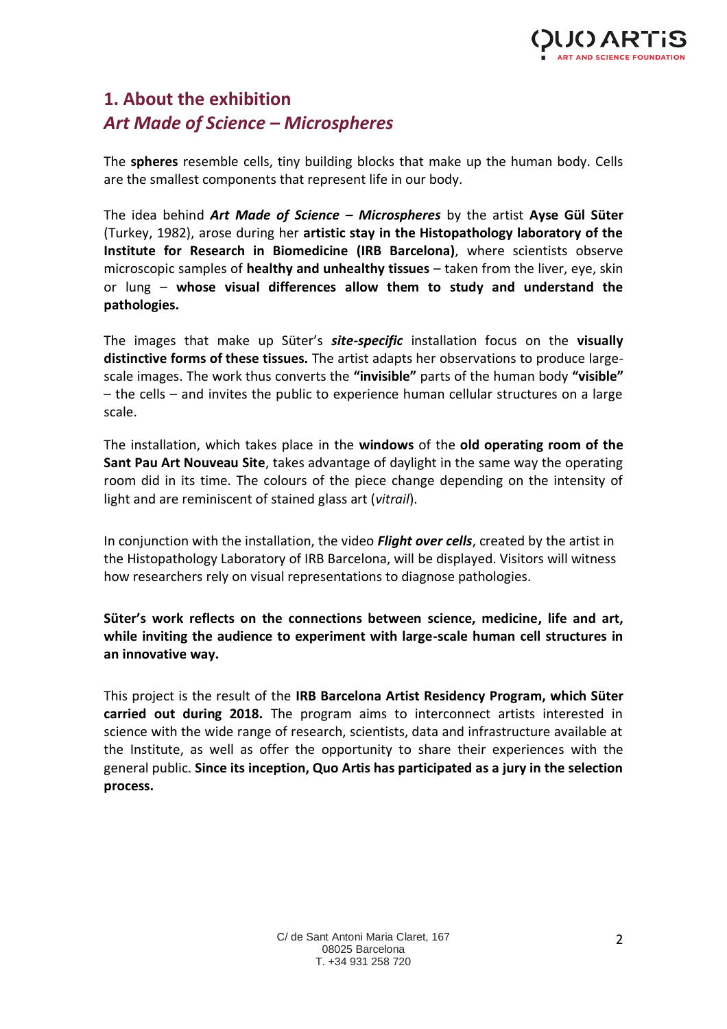## 1. About the exhibition
## *Art Made of Science – Microspheres*

The **spheres** resemble cells, tiny building blocks that make up the human body. Cells are the smallest components that represent life in our body.

The idea behind ***Art Made of Science – Microspheres*** by the artist **Ayse Gül Süter** (Turkey, 1982), arose during her **artistic stay in the Histopathology laboratory of the Institute for Research in Biomedicine (IRB Barcelona)**, where scientists observe microscopic samples of **healthy and unhealthy tissues** – taken from the liver, eye, skin or lung – **whose visual differences allow them to study and understand the pathologies.**

The images that make up Süter's ***site-specific*** installation focus on the **visually distinctive forms of these tissues.** The artist adapts her observations to produce large-scale images. The work thus converts the **"invisible"** parts of the human body **"visible"** – the cells – and invites the public to experience human cellular structures on a large scale.

The installation, which takes place in the **windows** of the **old operating room of the Sant Pau Art Nouveau Site**, takes advantage of daylight in the same way the operating room did in its time. The colours of the piece change depending on the intensity of light and are reminiscent of stained glass art (*vitrail*).

In conjunction with the installation, the video ***Flight over cells***, created by the artist in the Histopathology Laboratory of IRB Barcelona, will be displayed. Visitors will witness how researchers rely on visual representations to diagnose pathologies.

**Süter's work reflects on the connections between science, medicine, life and art, while inviting the audience to experiment with large-scale human cell structures in an innovative way.**

This project is the result of the **IRB Barcelona Artist Residency Program, which Süter carried out during 2018.** The program aims to interconnect artists interested in science with the wide range of research, scientists, data and infrastructure available at the Institute, as well as offer the opportunity to share their experiences with the general public. **Since its inception, Quo Artis has participated as a jury in the selection process.**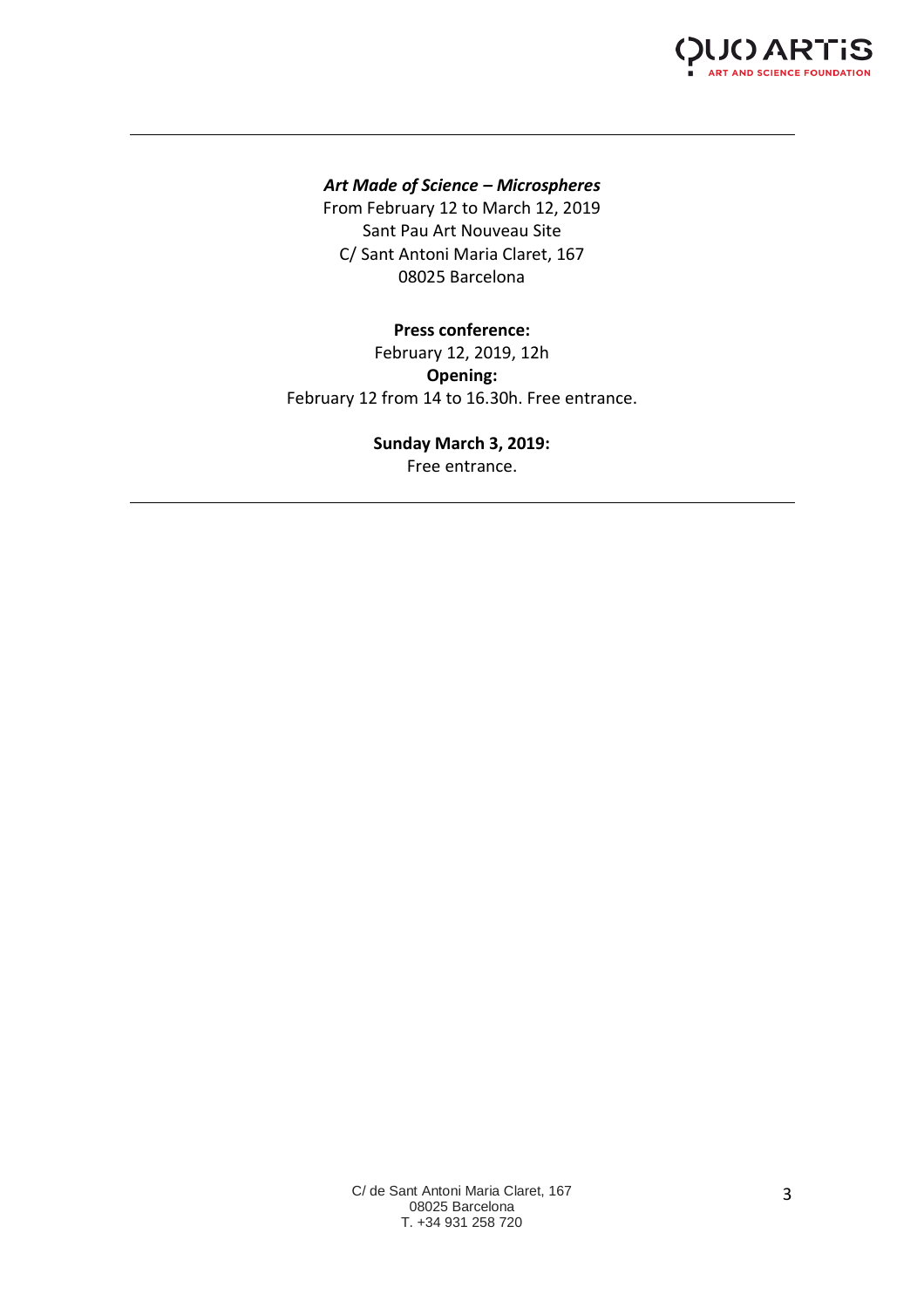***Art Made of Science – Microspheres***

From February 12 to March 12, 2019
Sant Pau Art Nouveau Site
C/ Sant Antoni Maria Claret, 167
08025 Barcelona

**Press conference:**
February 12, 2019, 12h

**Opening:**
February 12 from 14 to 16.30h. Free entrance.

**Sunday March 3, 2019:**
Free entrance.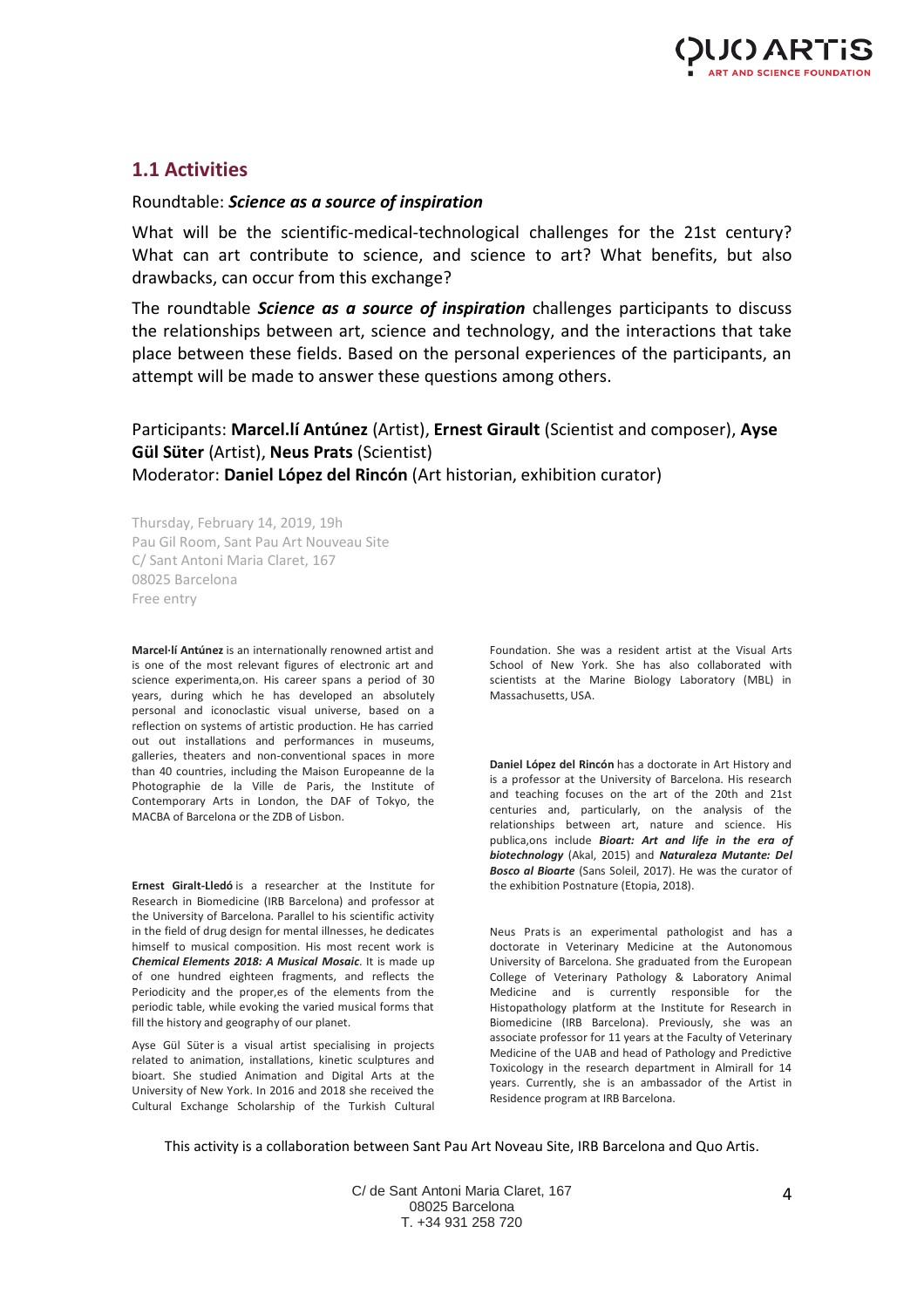## 1.1 Activities

Roundtable: ***Science as a source of inspiration***

What will be the scientific-medical-technological challenges for the 21st century? What can art contribute to science, and science to art? What benefits, but also drawbacks, can occur from this exchange?

The roundtable ***Science as a source of inspiration*** challenges participants to discuss the relationships between art, science and technology, and the interactions that take place between these fields. Based on the personal experiences of the participants, an attempt will be made to answer these questions among others.

Participants: **Marcel.lí Antúnez** (Artist), **Ernest Girault** (Scientist and composer), **Ayse Gül Süter** (Artist), **Neus Prats** (Scientist)
Moderator: **Daniel López del Rincón** (Art historian, exhibition curator)

Thursday, February 14, 2019, 19h
Pau Gil Room, Sant Pau Art Nouveau Site
C/ Sant Antoni Maria Claret, 167
08025 Barcelona
Free entry

**Marcel·lí Antúnez** is an internationally renowned artist and is one of the most relevant figures of electronic art and science experimenta,on. His career spans a period of 30 years, during which he has developed an absolutely personal and iconoclastic visual universe, based on a reflection on systems of artistic production. He has carried out out installations and performances in museums, galleries, theaters and non-conventional spaces in more than 40 countries, including the Maison Europeanne de la Photographie de la Ville de Paris, the Institute of Contemporary Arts in London, the DAF of Tokyo, the MACBA of Barcelona or the ZDB of Lisbon.

**Ernest Giralt-Lledó** is a researcher at the Institute for Research in Biomedicine (IRB Barcelona) and professor at the University of Barcelona. Parallel to his scientific activity in the field of drug design for mental illnesses, he dedicates himself to musical composition. His most recent work is ***Chemical Elements 2018: A Musical Mosaic***. It is made up of one hundred eighteen fragments, and reflects the Periodicity and the proper,es of the elements from the periodic table, while evoking the varied musical forms that fill the history and geography of our planet.

Ayse Gül Süter is a visual artist specialising in projects related to animation, installations, kinetic sculptures and bioart. She studied Animation and Digital Arts at the University of New York. In 2016 and 2018 she received the Cultural Exchange Scholarship of the Turkish Cultural Foundation. She was a resident artist at the Visual Arts School of New York. She has also collaborated with scientists at the Marine Biology Laboratory (MBL) in Massachusetts, USA.

**Daniel López del Rincón** has a doctorate in Art History and is a professor at the University of Barcelona. His research and teaching focuses on the art of the 20th and 21st centuries and, particularly, on the analysis of the relationships between art, nature and science. His publica,ons include ***Bioart: Art and life in the era of biotechnology*** (Akal, 2015) and ***Naturaleza Mutante: Del Bosco al Bioarte*** (Sans Soleil, 2017). He was the curator of the exhibition Postnature (Etopia, 2018).

Neus Prats is an experimental pathologist and has a doctorate in Veterinary Medicine at the Autonomous University of Barcelona. She graduated from the European College of Veterinary Pathology & Laboratory Animal Medicine and is currently responsible for the Histopathology platform at the Institute for Research in Biomedicine (IRB Barcelona). Previously, she was an associate professor for 11 years at the Faculty of Veterinary Medicine of the UAB and head of Pathology and Predictive Toxicology in the research department in Almirall for 14 years. Currently, she is an ambassador of the Artist in Residence program at IRB Barcelona.

This activity is a collaboration between Sant Pau Art Noveau Site, IRB Barcelona and Quo Artis.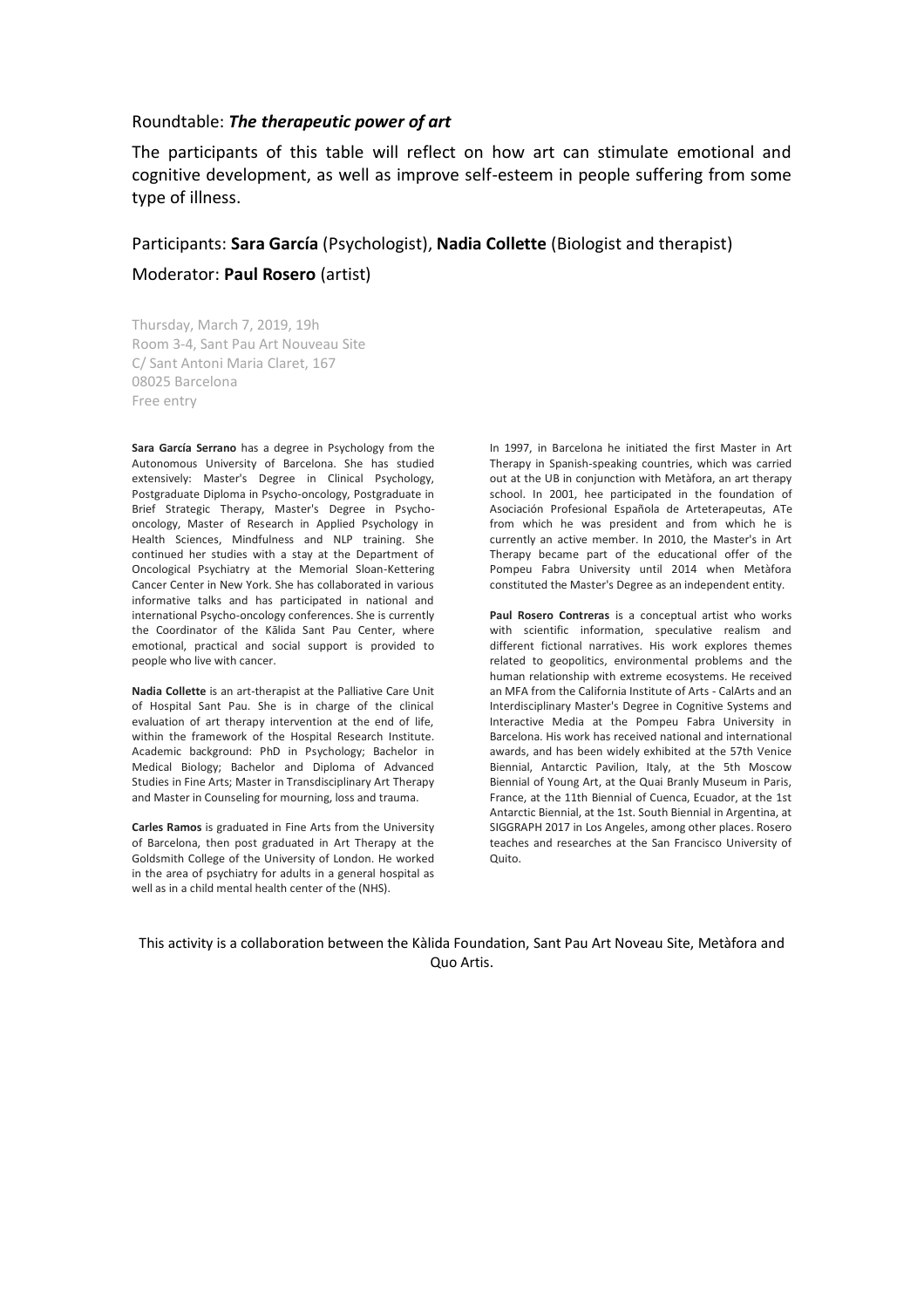Roundtable: ***The therapeutic power of art***

The participants of this table will reflect on how art can stimulate emotional and cognitive development, as well as improve self-esteem in people suffering from some type of illness.

Participants: **Sara García** (Psychologist), **Nadia Collette** (Biologist and therapist)

Moderator: **Paul Rosero** (artist)

Thursday, March 7, 2019, 19h
Room 3-4, Sant Pau Art Nouveau Site
C/ Sant Antoni Maria Claret, 167
08025 Barcelona
Free entry

**Sara García Serrano** has a degree in Psychology from the Autonomous University of Barcelona. She has studied extensively: Master's Degree in Clinical Psychology, Postgraduate Diploma in Psycho-oncology, Postgraduate in Brief Strategic Therapy, Master's Degree in Psycho-oncology, Master of Research in Applied Psychology in Health Sciences, Mindfulness and NLP training. She continued her studies with a stay at the Department of Oncological Psychiatry at the Memorial Sloan-Kettering Cancer Center in New York. She has collaborated in various informative talks and has participated in national and international Psycho-oncology conferences. She is currently the Coordinator of the Kālida Sant Pau Center, where emotional, practical and social support is provided to people who live with cancer.

**Nadia Collette** is an art-therapist at the Palliative Care Unit of Hospital Sant Pau. She is in charge of the clinical evaluation of art therapy intervention at the end of life, within the framework of the Hospital Research Institute. Academic background: PhD in Psychology; Bachelor in Medical Biology; Bachelor and Diploma of Advanced Studies in Fine Arts; Master in Transdisciplinary Art Therapy and Master in Counseling for mourning, loss and trauma.

**Carles Ramos** is graduated in Fine Arts from the University of Barcelona, then post graduated in Art Therapy at the Goldsmith College of the University of London. He worked in the area of psychiatry for adults in a general hospital as well as in a child mental health center of the (NHS).

In 1997, in Barcelona he initiated the first Master in Art Therapy in Spanish-speaking countries, which was carried out at the UB in conjunction with Metàfora, an art therapy school. In 2001, hee participated in the foundation of Asociación Profesional Española de Arteterapeutas, ATe from which he was president and from which he is currently an active member. In 2010, the Master's in Art Therapy became part of the educational offer of the Pompeu Fabra University until 2014 when Metàfora constituted the Master's Degree as an independent entity.

**Paul Rosero Contreras** is a conceptual artist who works with scientific information, speculative realism and different fictional narratives. His work explores themes related to geopolitics, environmental problems and the human relationship with extreme ecosystems. He received an MFA from the California Institute of Arts - CalArts and an Interdisciplinary Master's Degree in Cognitive Systems and Interactive Media at the Pompeu Fabra University in Barcelona. His work has received national and international awards, and has been widely exhibited at the 57th Venice Biennial, Antarctic Pavilion, Italy, at the 5th Moscow Biennial of Young Art, at the Quai Branly Museum in Paris, France, at the 11th Biennial of Cuenca, Ecuador, at the 1st Antarctic Biennial, at the 1st. South Biennial in Argentina, at SIGGRAPH 2017 in Los Angeles, among other places. Rosero teaches and researches at the San Francisco University of Quito.

This activity is a collaboration between the Kàlida Foundation, Sant Pau Art Noveau Site, Metàfora and Quo Artis.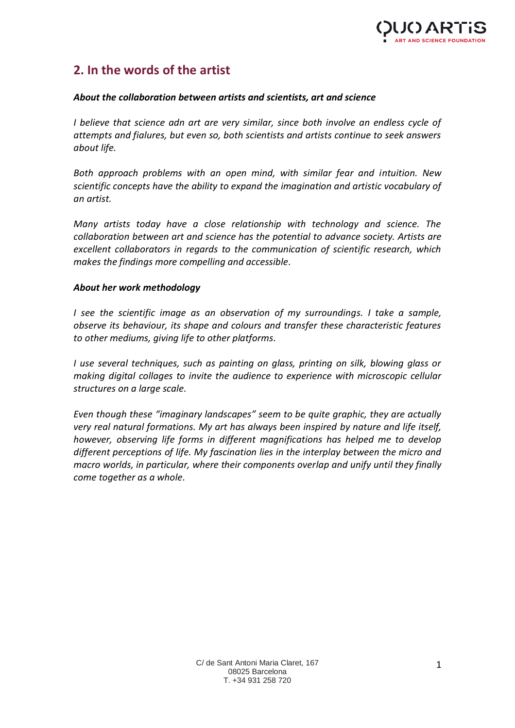## 2. In the words of the artist

***About the collaboration between artists and scientists, art and science***

*I believe that science adn art are very similar, since both involve an endless cycle of attempts and fialures, but even so, both scientists and artists continue to seek answers about life.*

*Both approach problems with an open mind, with similar fear and intuition. New scientific concepts have the ability to expand the imagination and artistic vocabulary of an artist.*

*Many artists today have a close relationship with technology and science. The collaboration between art and science has the potential to advance society. Artists are excellent collaborators in regards to the communication of scientific research, which makes the findings more compelling and accessible.*

***About her work methodology***

*I see the scientific image as an observation of my surroundings. I take a sample, observe its behaviour, its shape and colours and transfer these characteristic features to other mediums, giving life to other platforms.*

*I use several techniques, such as painting on glass, printing on silk, blowing glass or making digital collages to invite the audience to experience with microscopic cellular structures on a large scale.*

*Even though these "imaginary landscapes" seem to be quite graphic, they are actually very real natural formations. My art has always been inspired by nature and life itself, however, observing life forms in different magnifications has helped me to develop different perceptions of life. My fascination lies in the interplay between the micro and macro worlds, in particular, where their components overlap and unify until they finally come together as a whole.*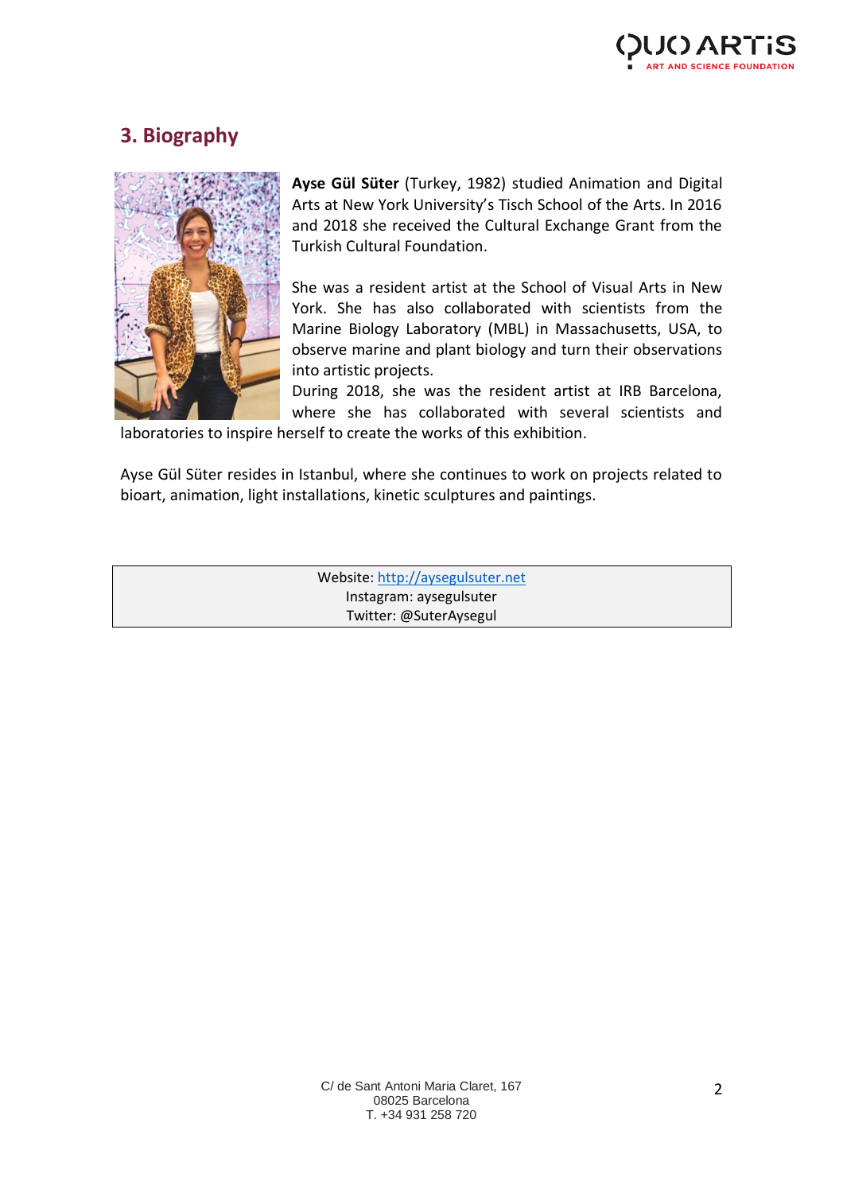## 3. Biography

**Ayse Gül Süter** (Turkey, 1982) studied Animation and Digital Arts at New York University's Tisch School of the Arts. In 2016 and 2018 she received the Cultural Exchange Grant from the Turkish Cultural Foundation.

She was a resident artist at the School of Visual Arts in New York. She has also collaborated with scientists from the Marine Biology Laboratory (MBL) in Massachusetts, USA, to observe marine and plant biology and turn their observations into artistic projects.
During 2018, she was the resident artist at IRB Barcelona, where she has collaborated with several scientists and laboratories to inspire herself to create the works of this exhibition.

Ayse Gül Süter resides in Istanbul, where she continues to work on projects related to bioart, animation, light installations, kinetic sculptures and paintings.

| Website: http://aysegulsuter.net<br>Instagram: aysegulsuter<br>Twitter: @SuterAysegul |
|---|

C/ de Sant Antoni Maria Claret, 167
08025 Barcelona
T. +34 931 258 720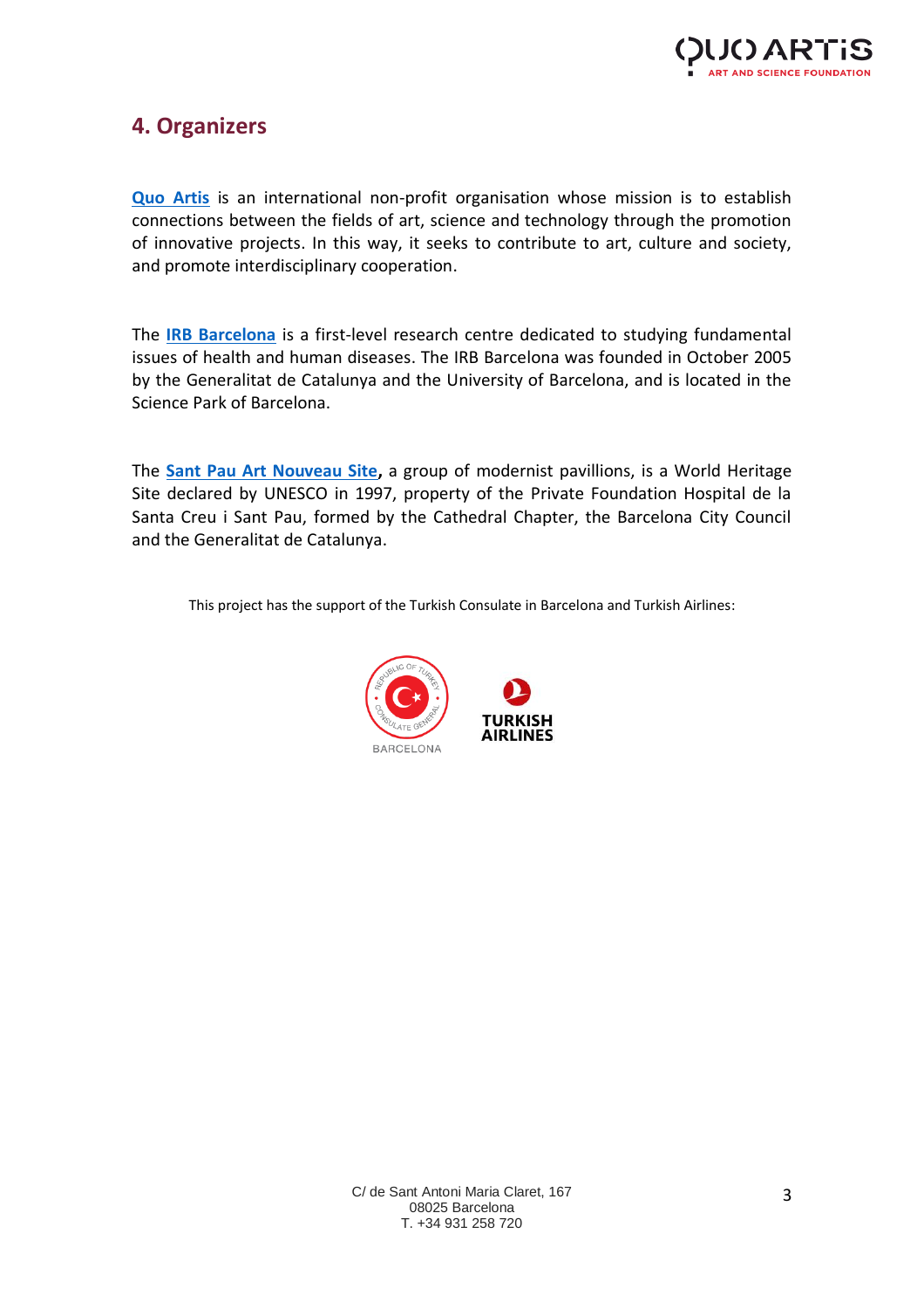## 4. Organizers

**Quo Artis** is an international non-profit organisation whose mission is to establish connections between the fields of art, science and technology through the promotion of innovative projects. In this way, it seeks to contribute to art, culture and society, and promote interdisciplinary cooperation.

The **IRB Barcelona** is a first-level research centre dedicated to studying fundamental issues of health and human diseases. The IRB Barcelona was founded in October 2005 by the Generalitat de Catalunya and the University of Barcelona, and is located in the Science Park of Barcelona.

The **Sant Pau Art Nouveau Site**, a group of modernist pavillions, is a World Heritage Site declared by UNESCO in 1997, property of the Private Foundation Hospital de la Santa Creu i Sant Pau, formed by the Cathedral Chapter, the Barcelona City Council and the Generalitat de Catalunya.

This project has the support of the Turkish Consulate in Barcelona and Turkish Airlines:

C/ de Sant Antoni Maria Claret, 167
08025 Barcelona
T. +34 931 258 720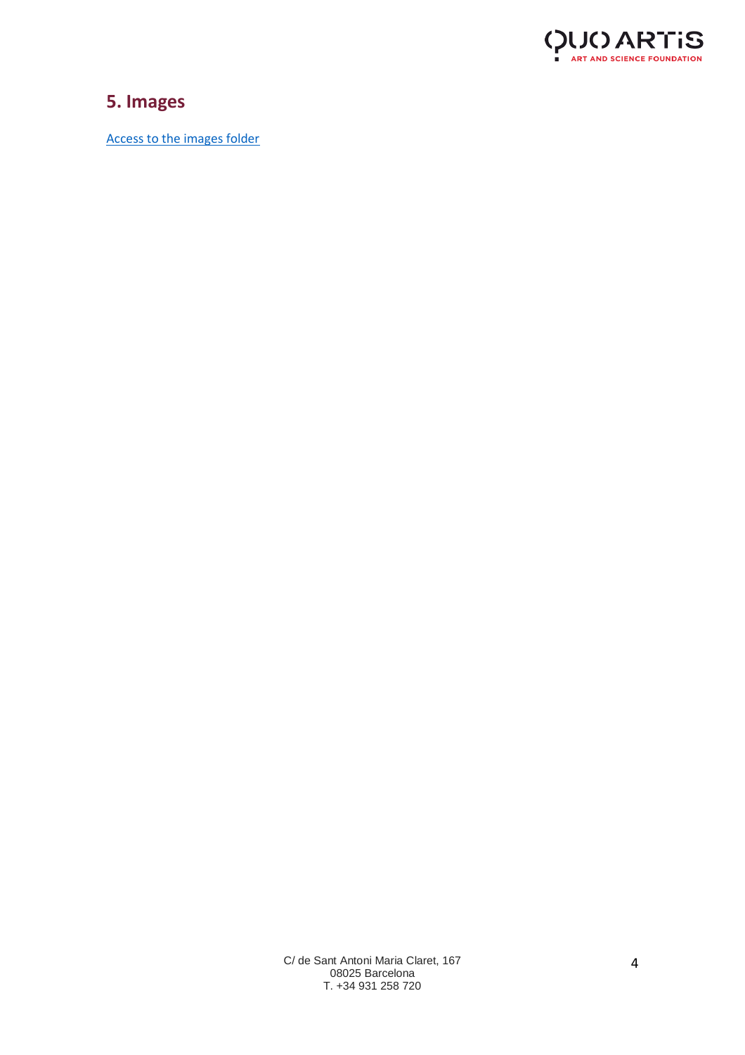## 5. Images

Access to the images folder